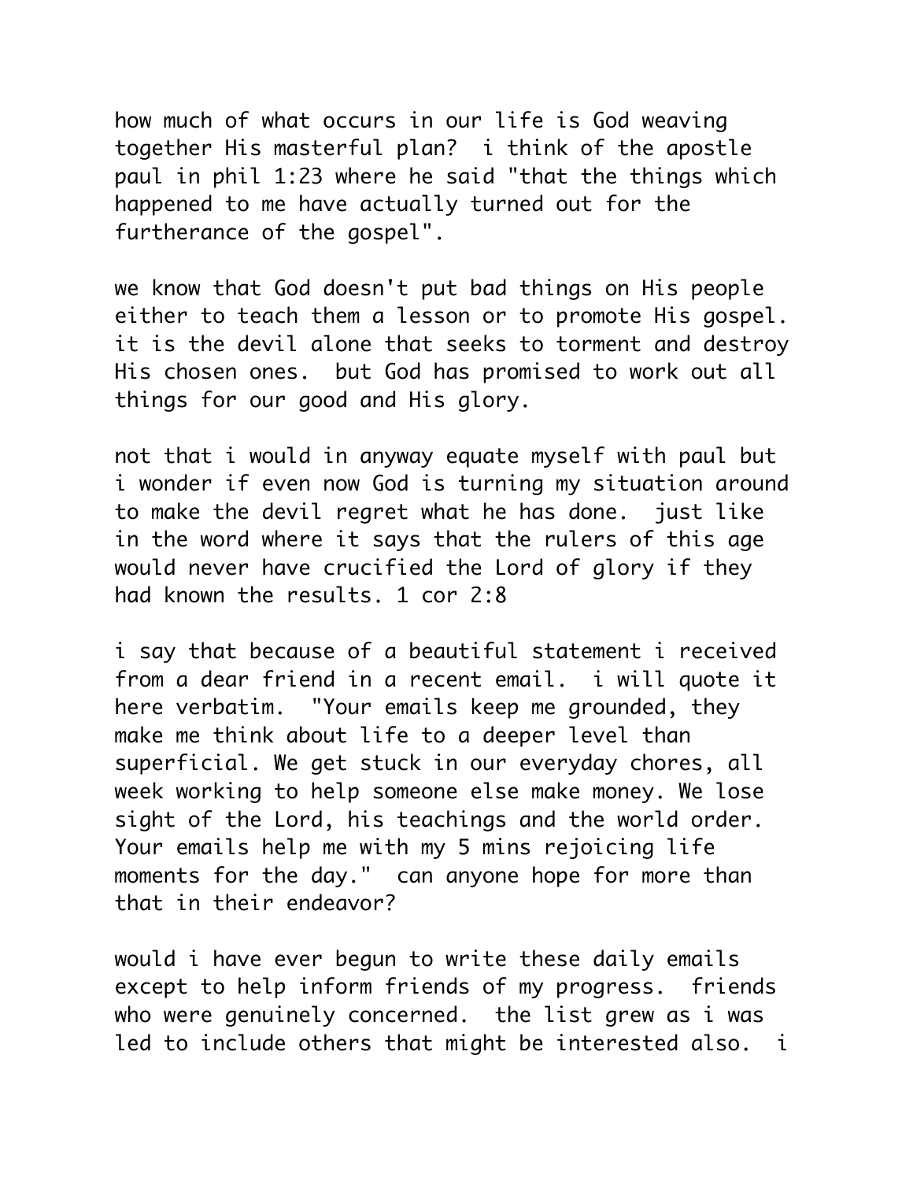how much of what occurs in our life is God weaving together His masterful plan? i think of the apostle paul in phil 1:23 where he said "that the things which happened to me have actually turned out for the furtherance of the gospel".

we know that God doesn't put bad things on His people either to teach them a lesson or to promote His gospel. it is the devil alone that seeks to torment and destroy His chosen ones. but God has promised to work out all things for our good and His glory.

not that i would in anyway equate myself with paul but i wonder if even now God is turning my situation around to make the devil regret what he has done. just like in the word where it says that the rulers of this age would never have crucified the Lord of glory if they had known the results. 1 cor 2:8

i say that because of a beautiful statement i received from a dear friend in a recent email. i will quote it here verbatim. "Your emails keep me grounded, they make me think about life to a deeper level than superficial. We get stuck in our everyday chores, all week working to help someone else make money. We lose sight of the Lord, his teachings and the world order. Your emails help me with my 5 mins rejoicing life moments for the day." can anyone hope for more than that in their endeavor?

would i have ever begun to write these daily emails except to help inform friends of my progress. friends who were genuinely concerned. the list grew as i was led to include others that might be interested also. i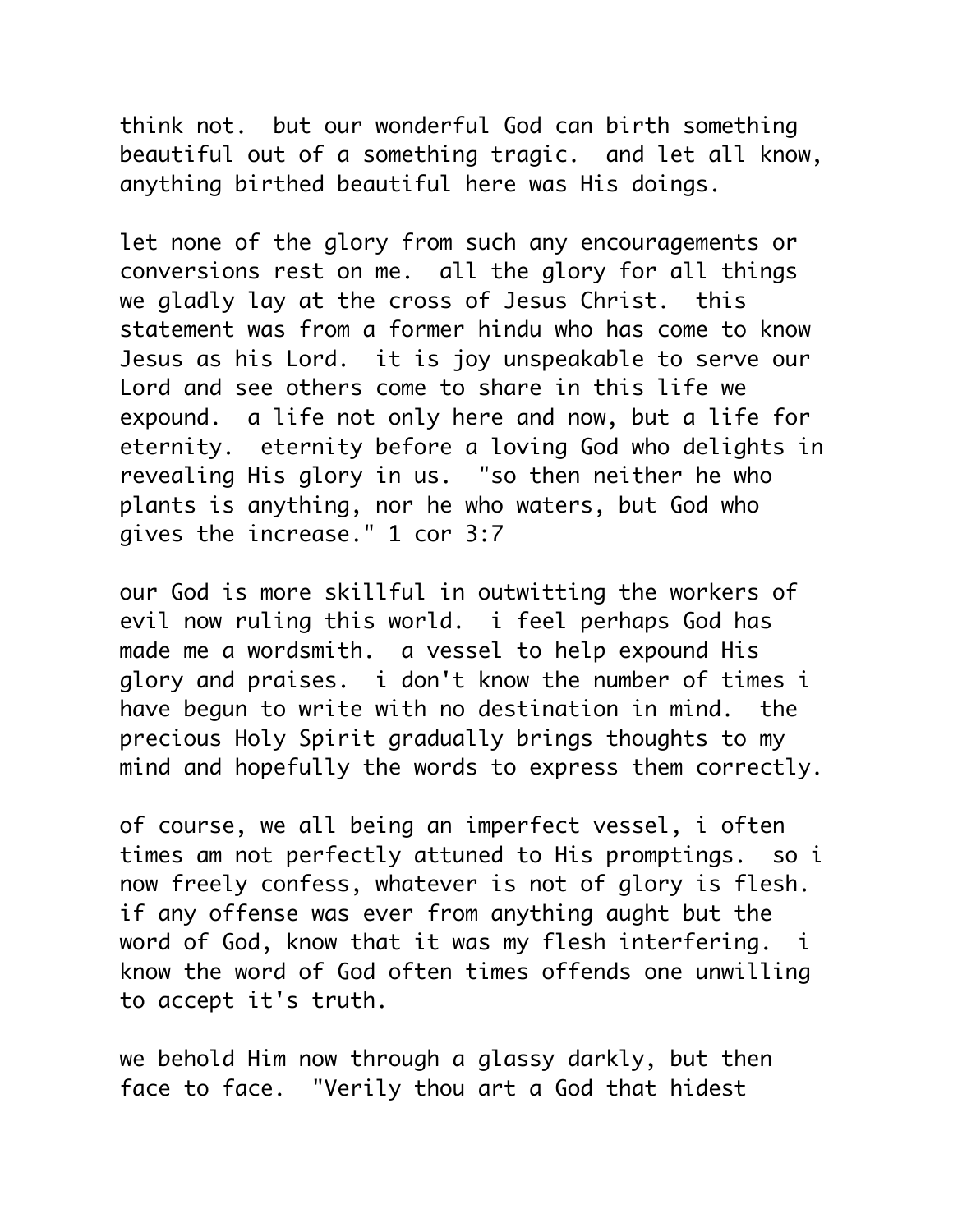think not.  but our wonderful God can birth something beautiful out of a something tragic.  and let all know, anything birthed beautiful here was His doings.

let none of the glory from such any encouragements or conversions rest on me.  all the glory for all things we gladly lay at the cross of Jesus Christ.  this statement was from a former hindu who has come to know Jesus as his Lord.  it is joy unspeakable to serve our Lord and see others come to share in this life we expound.  a life not only here and now, but a life for eternity.  eternity before a loving God who delights in revealing His glory in us.  "so then neither he who plants is anything, nor he who waters, but God who gives the increase." 1 cor 3:7

our God is more skillful in outwitting the workers of evil now ruling this world.  i feel perhaps God has made me a wordsmith.  a vessel to help expound His glory and praises.  i don't know the number of times i have begun to write with no destination in mind.  the precious Holy Spirit gradually brings thoughts to my mind and hopefully the words to express them correctly.

of course, we all being an imperfect vessel, i often times am not perfectly attuned to His promptings.  so i now freely confess, whatever is not of glory is flesh. if any offense was ever from anything aught but the word of God, know that it was my flesh interfering.  i know the word of God often times offends one unwilling to accept it's truth.

we behold Him now through a glassy darkly, but then face to face.  "Verily thou art a God that hidest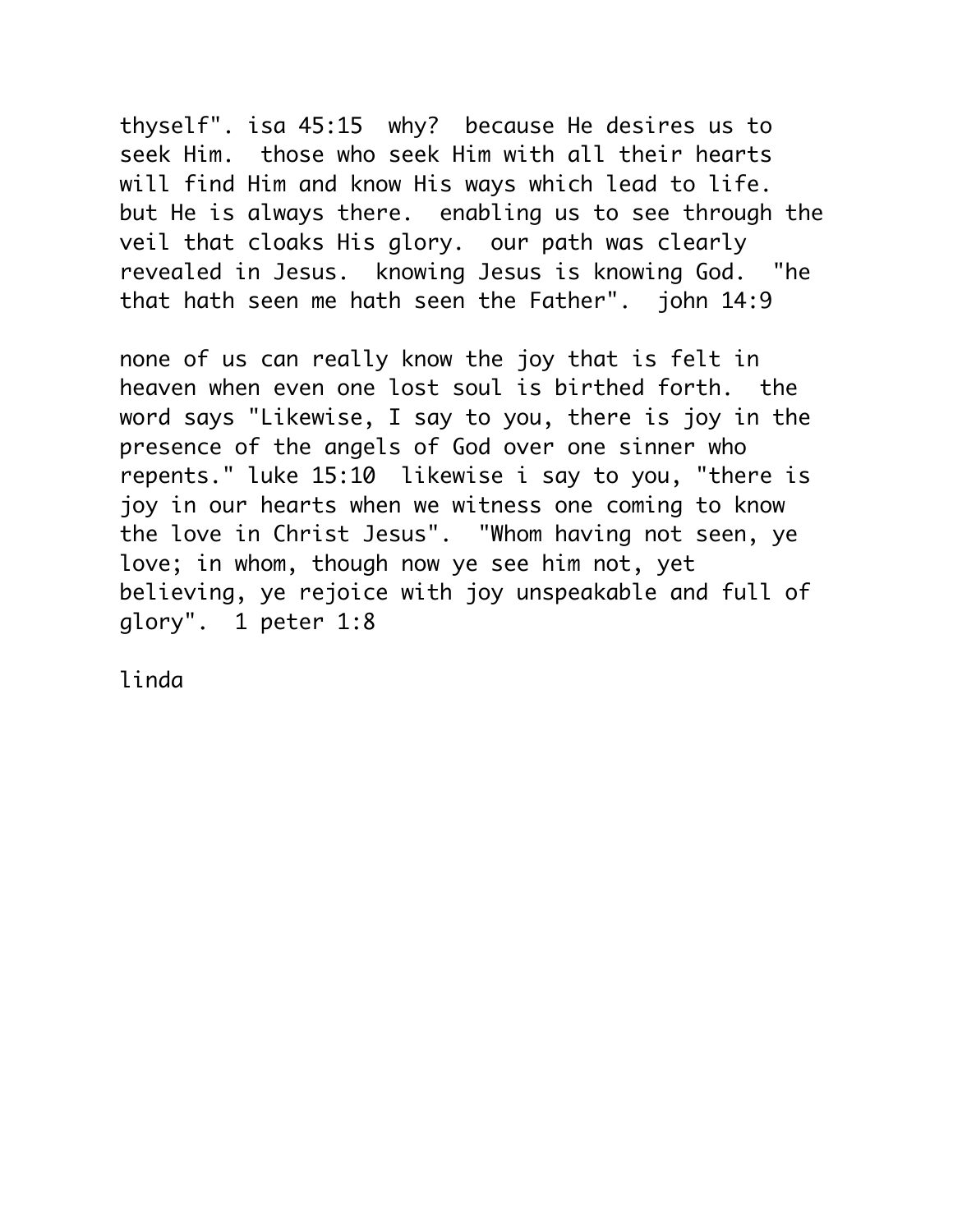thyself". isa 45:15  why?  because He desires us to seek Him.  those who seek Him with all their hearts will find Him and know His ways which lead to life.  but He is always there.  enabling us to see through the veil that cloaks His glory.  our path was clearly revealed in Jesus.  knowing Jesus is knowing God.  "he that hath seen me hath seen the Father".  john 14:9

none of us can really know the joy that is felt in heaven when even one lost soul is birthed forth.  the word says "Likewise, I say to you, there is joy in the presence of the angels of God over one sinner who repents." luke 15:10  likewise i say to you, "there is joy in our hearts when we witness one coming to know the love in Christ Jesus".  "Whom having not seen, ye love; in whom, though now ye see him not, yet believing, ye rejoice with joy unspeakable and full of glory".  1 peter 1:8

linda